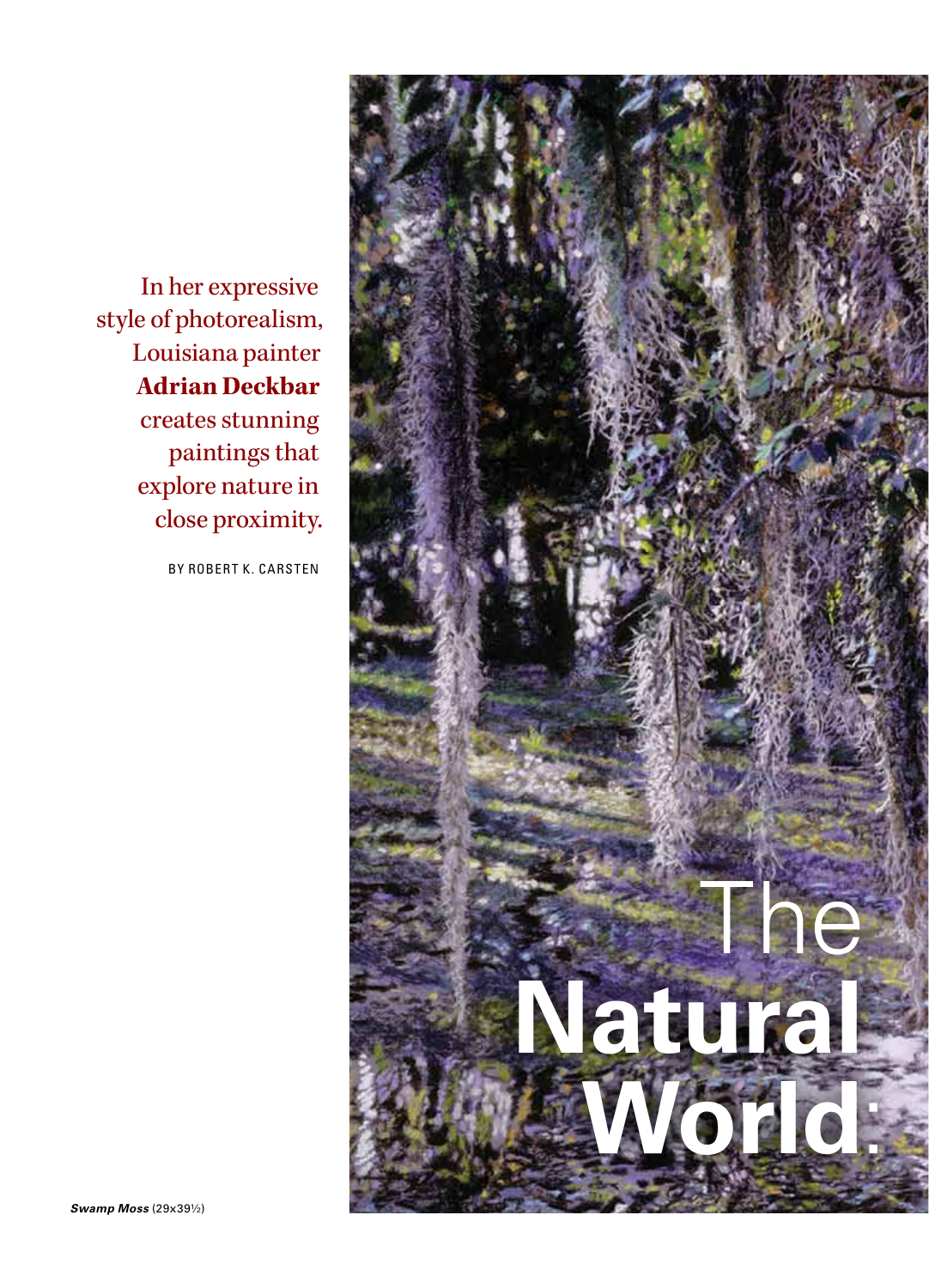# The Natural World:

In her expressive style of photorealism, Louisiana painter **Adrian Deckbar** creates stunning paintings that explore nature in close proximity.

BY ROBERT K. CARSTEN

***Swamp Moss*** (29x39½)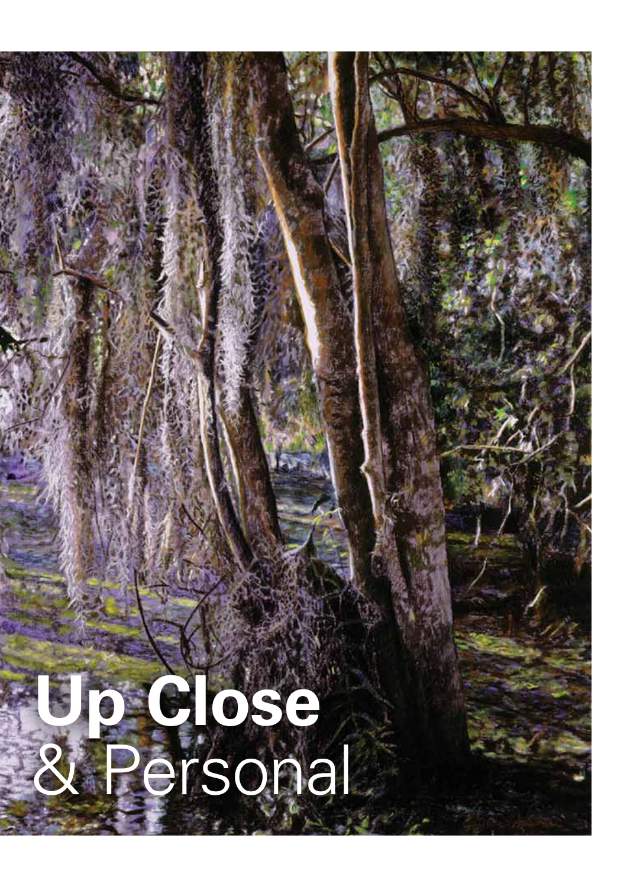# **Up Close** & Personal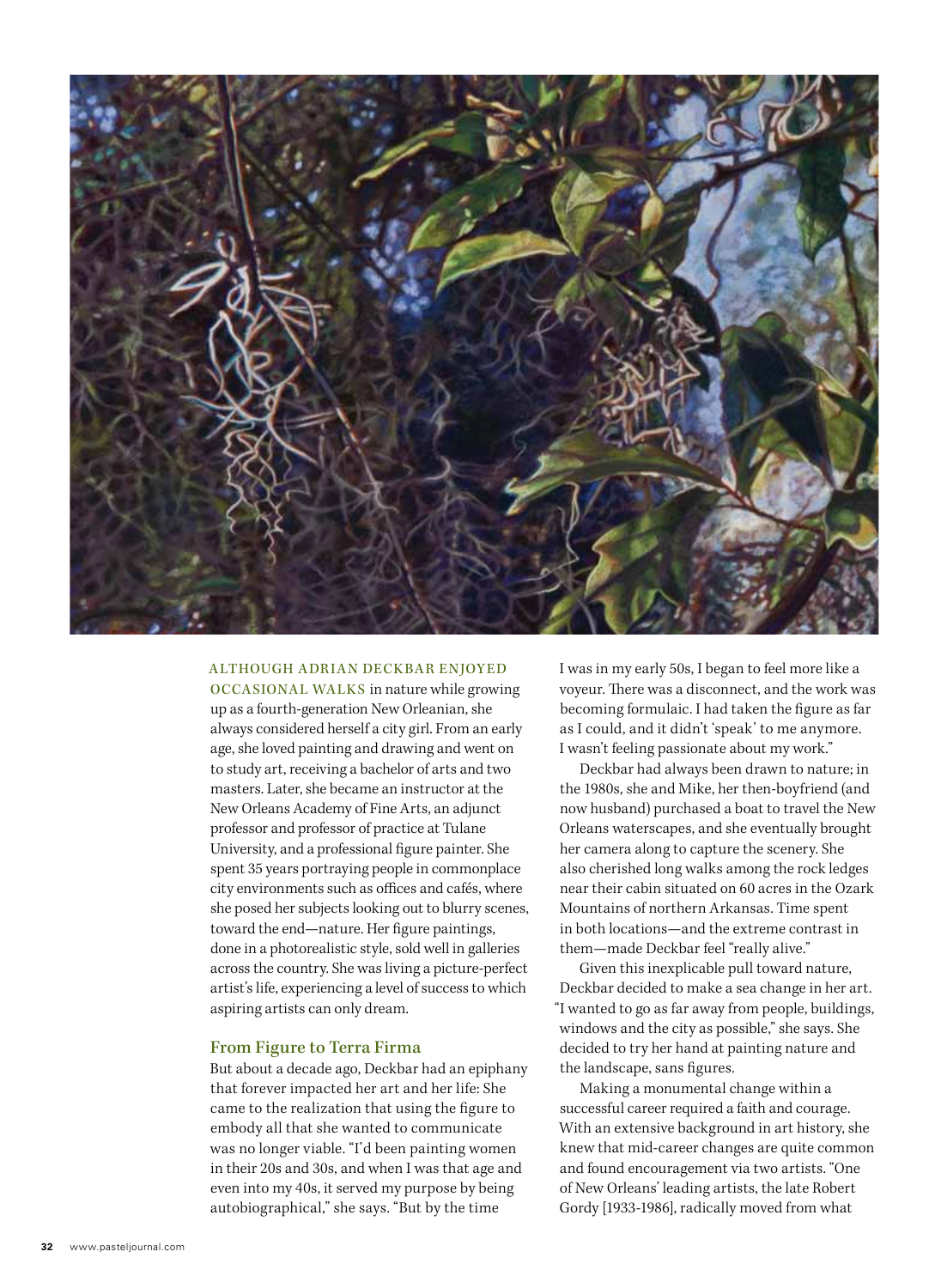ALTHOUGH ADRIAN DECKBAR ENJOYED OCCASIONAL WALKS in nature while growing up as a fourth-generation New Orleanian, she always considered herself a city girl. From an early age, she loved painting and drawing and went on to study art, receiving a bachelor of arts and two masters. Later, she became an instructor at the New Orleans Academy of Fine Arts, an adjunct professor and professor of practice at Tulane University, and a professional figure painter. She spent 35 years portraying people in commonplace city environments such as offices and cafés, where she posed her subjects looking out to blurry scenes, toward the end—nature. Her figure paintings, done in a photorealistic style, sold well in galleries across the country. She was living a picture-perfect artist's life, experiencing a level of success to which aspiring artists can only dream.

## From Figure to Terra Firma

But about a decade ago, Deckbar had an epiphany that forever impacted her art and her life: She came to the realization that using the figure to embody all that she wanted to communicate was no longer viable. "I'd been painting women in their 20s and 30s, and when I was that age and even into my 40s, it served my purpose by being autobiographical," she says. "But by the time I was in my early 50s, I began to feel more like a voyeur. There was a disconnect, and the work was becoming formulaic. I had taken the figure as far as I could, and it didn't 'speak' to me anymore. I wasn't feeling passionate about my work."

Deckbar had always been drawn to nature; in the 1980s, she and Mike, her then-boyfriend (and now husband) purchased a boat to travel the New Orleans waterscapes, and she eventually brought her camera along to capture the scenery. She also cherished long walks among the rock ledges near their cabin situated on 60 acres in the Ozark Mountains of northern Arkansas. Time spent in both locations—and the extreme contrast in them—made Deckbar feel "really alive."

Given this inexplicable pull toward nature, Deckbar decided to make a sea change in her art. "I wanted to go as far away from people, buildings, windows and the city as possible," she says. She decided to try her hand at painting nature and the landscape, sans figures.

Making a monumental change within a successful career required a faith and courage. With an extensive background in art history, she knew that mid-career changes are quite common and found encouragement via two artists. "One of New Orleans' leading artists, the late Robert Gordy [1933-1986], radically moved from what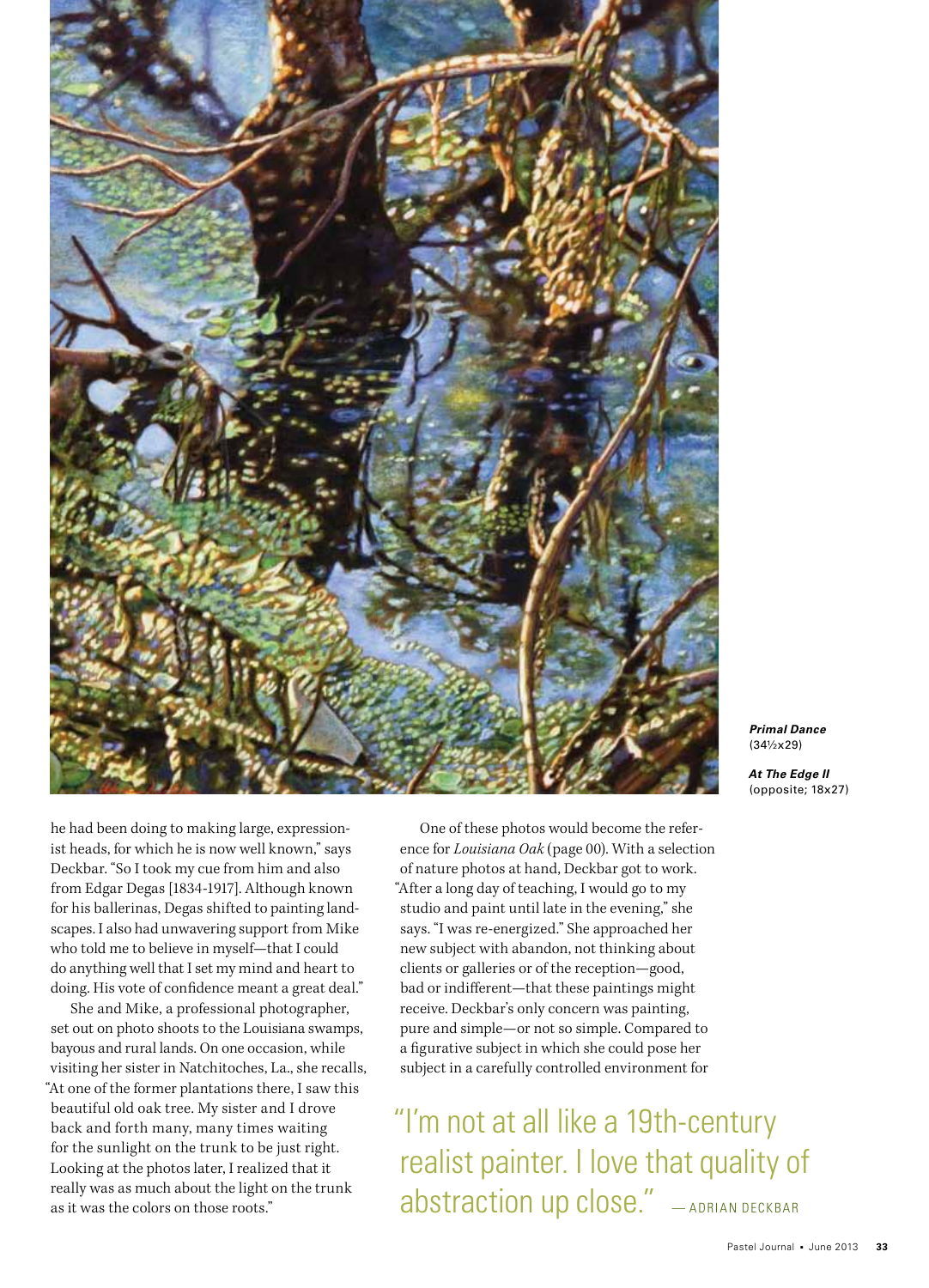***Primal Dance***
(34½x29)

***At The Edge II***
(opposite; 18x27)

he had been doing to making large, expressionist heads, for which he is now well known," says Deckbar. "So I took my cue from him and also from Edgar Degas [1834-1917]. Although known for his ballerinas, Degas shifted to painting landscapes. I also had unwavering support from Mike who told me to believe in myself—that I could do anything well that I set my mind and heart to doing. His vote of confidence meant a great deal."

She and Mike, a professional photographer, set out on photo shoots to the Louisiana swamps, bayous and rural lands. On one occasion, while visiting her sister in Natchitoches, La., she recalls, "At one of the former plantations there, I saw this beautiful old oak tree. My sister and I drove back and forth many, many times waiting for the sunlight on the trunk to be just right. Looking at the photos later, I realized that it really was as much about the light on the trunk as it was the colors on those roots."

One of these photos would become the reference for *Louisiana Oak* (page 00). With a selection of nature photos at hand, Deckbar got to work. "After a long day of teaching, I would go to my studio and paint until late in the evening," she says. "I was re-energized." She approached her new subject with abandon, not thinking about clients or galleries or of the reception—good, bad or indifferent—that these paintings might receive. Deckbar's only concern was painting, pure and simple—or not so simple. Compared to a figurative subject in which she could pose her subject in a carefully controlled environment for

> "I'm not at all like a 19th-century realist painter. I love that quality of abstraction up close." — ADRIAN DECKBAR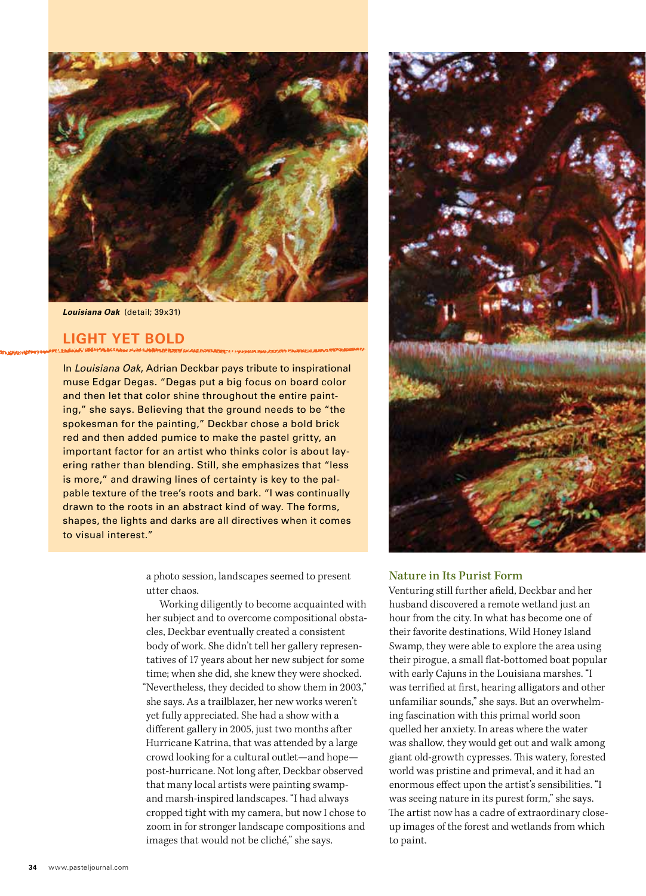***Louisiana Oak*** (detail; 39x31)

## LIGHT YET BOLD

In *Louisiana Oak*, Adrian Deckbar pays tribute to inspirational muse Edgar Degas. "Degas put a big focus on board color and then let that color shine throughout the entire painting," she says. Believing that the ground needs to be "the spokesman for the painting," Deckbar chose a bold brick red and then added pumice to make the pastel gritty, an important factor for an artist who thinks color is about layering rather than blending. Still, she emphasizes that "less is more," and drawing lines of certainty is key to the palpable texture of the tree's roots and bark. "I was continually drawn to the roots in an abstract kind of way. The forms, shapes, the lights and darks are all directives when it comes to visual interest."

a photo session, landscapes seemed to present utter chaos.

Working diligently to become acquainted with her subject and to overcome compositional obstacles, Deckbar eventually created a consistent body of work. She didn't tell her gallery representatives of 17 years about her new subject for some time; when she did, she knew they were shocked. "Nevertheless, they decided to show them in 2003," she says. As a trailblazer, her new works weren't yet fully appreciated. She had a show with a different gallery in 2005, just two months after Hurricane Katrina, that was attended by a large crowd looking for a cultural outlet—and hope—post-hurricane. Not long after, Deckbar observed that many local artists were painting swamp- and marsh-inspired landscapes. "I had always cropped tight with my camera, but now I chose to zoom in for stronger landscape compositions and images that would not be cliché," she says.

### Nature in Its Purist Form

Venturing still further afield, Deckbar and her husband discovered a remote wetland just an hour from the city. In what has become one of their favorite destinations, Wild Honey Island Swamp, they were able to explore the area using their pirogue, a small flat-bottomed boat popular with early Cajuns in the Louisiana marshes. "I was terrified at first, hearing alligators and other unfamiliar sounds," she says. But an overwhelming fascination with this primal world soon quelled her anxiety. In areas where the water was shallow, they would get out and walk among giant old-growth cypresses. This watery, forested world was pristine and primeval, and it had an enormous effect upon the artist's sensibilities. "I was seeing nature in its purest form," she says. The artist now has a cadre of extraordinary close-up images of the forest and wetlands from which to paint.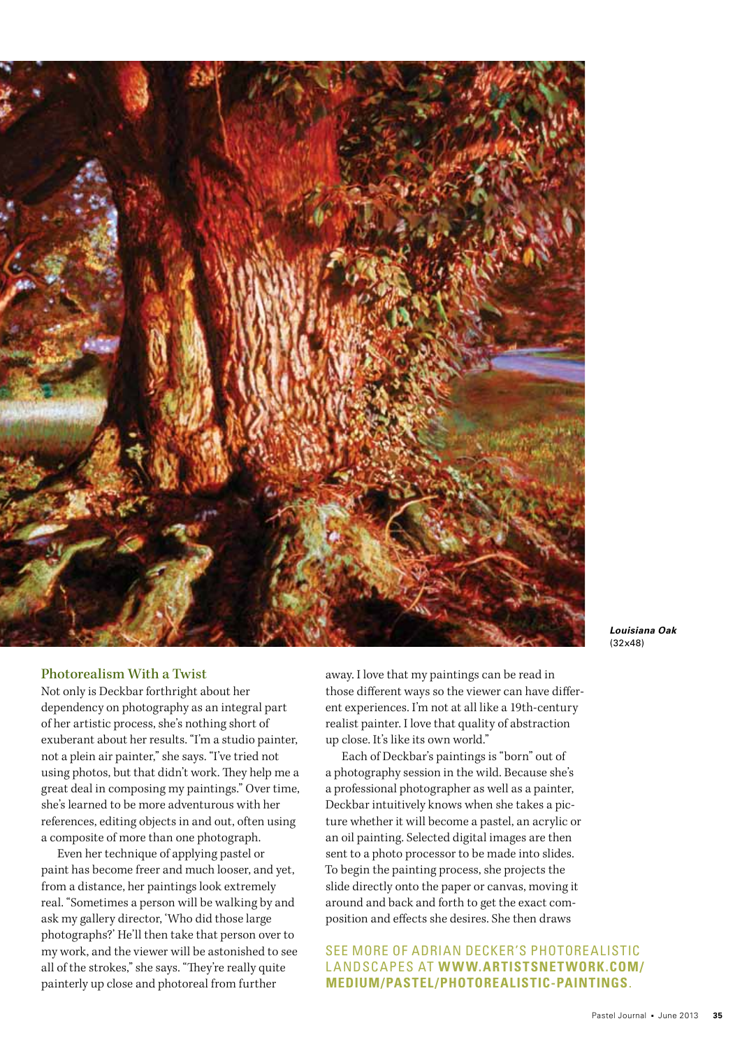***Louisiana Oak***
(32x48)

### Photorealism With a Twist

Not only is Deckbar forthright about her dependency on photography as an integral part of her artistic process, she's nothing short of exuberant about her results. "I'm a studio painter, not a plein air painter," she says. "I've tried not using photos, but that didn't work. They help me a great deal in composing my paintings." Over time, she's learned to be more adventurous with her references, editing objects in and out, often using a composite of more than one photograph.

Even her technique of applying pastel or paint has become freer and much looser, and yet, from a distance, her paintings look extremely real. "Sometimes a person will be walking by and ask my gallery director, 'Who did those large photographs?' He'll then take that person over to my work, and the viewer will be astonished to see all of the strokes," she says. "They're really quite painterly up close and photoreal from further away. I love that my paintings can be read in those different ways so the viewer can have different experiences. I'm not at all like a 19th-century realist painter. I love that quality of abstraction up close. It's like its own world."

Each of Deckbar's paintings is "born" out of a photography session in the wild. Because she's a professional photographer as well as a painter, Deckbar intuitively knows when she takes a picture whether it will become a pastel, an acrylic or an oil painting. Selected digital images are then sent to a photo processor to be made into slides. To begin the painting process, she projects the slide directly onto the paper or canvas, moving it around and back and forth to get the exact composition and effects she desires. She then draws

SEE MORE OF ADRIAN DECKER'S PHOTOREALISTIC LANDSCAPES AT **WWW.ARTISTSNETWORK.COM/MEDIUM/PASTEL/PHOTOREALISTIC-PAINTINGS**.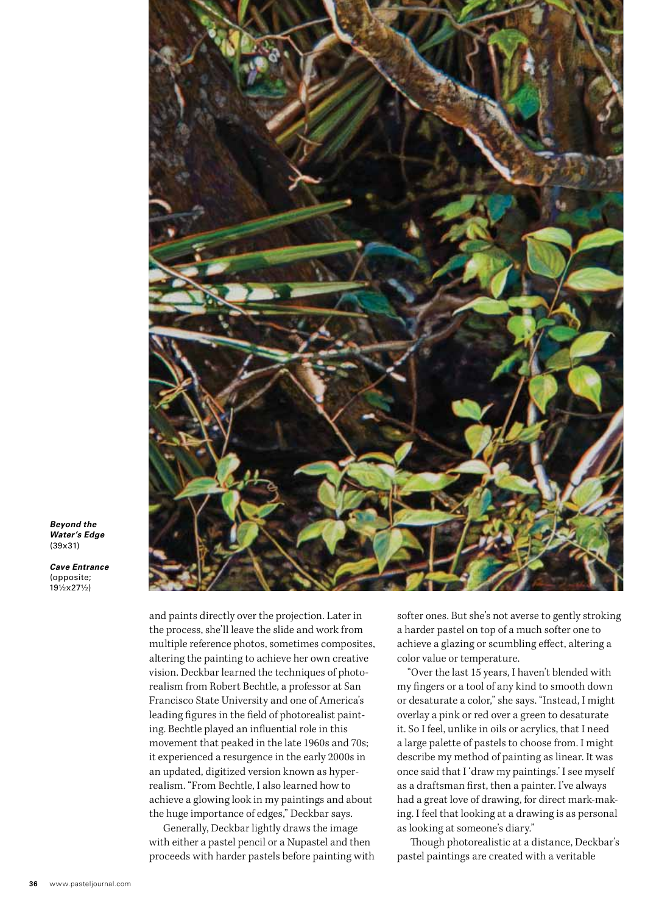***Beyond the Water's Edge*** (39x31)

***Cave Entrance*** (opposite; 19½x27½)

and paints directly over the projection. Later in the process, she'll leave the slide and work from multiple reference photos, sometimes composites, altering the painting to achieve her own creative vision. Deckbar learned the techniques of photorealism from Robert Bechtle, a professor at San Francisco State University and one of America's leading figures in the field of photorealist painting. Bechtle played an influential role in this movement that peaked in the late 1960s and 70s; it experienced a resurgence in the early 2000s in an updated, digitized version known as hyperrealism. "From Bechtle, I also learned how to achieve a glowing look in my paintings and about the huge importance of edges," Deckbar says.

Generally, Deckbar lightly draws the image with either a pastel pencil or a Nupastel and then proceeds with harder pastels before painting with softer ones. But she's not averse to gently stroking a harder pastel on top of a much softer one to achieve a glazing or scumbling effect, altering a color value or temperature.

"Over the last 15 years, I haven't blended with my fingers or a tool of any kind to smooth down or desaturate a color," she says. "Instead, I might overlay a pink or red over a green to desaturate it. So I feel, unlike in oils or acrylics, that I need a large palette of pastels to choose from. I might describe my method of painting as linear. It was once said that I 'draw my paintings.' I see myself as a draftsman first, then a painter. I've always had a great love of drawing, for direct mark-making. I feel that looking at a drawing is as personal as looking at someone's diary."

Though photorealistic at a distance, Deckbar's pastel paintings are created with a veritable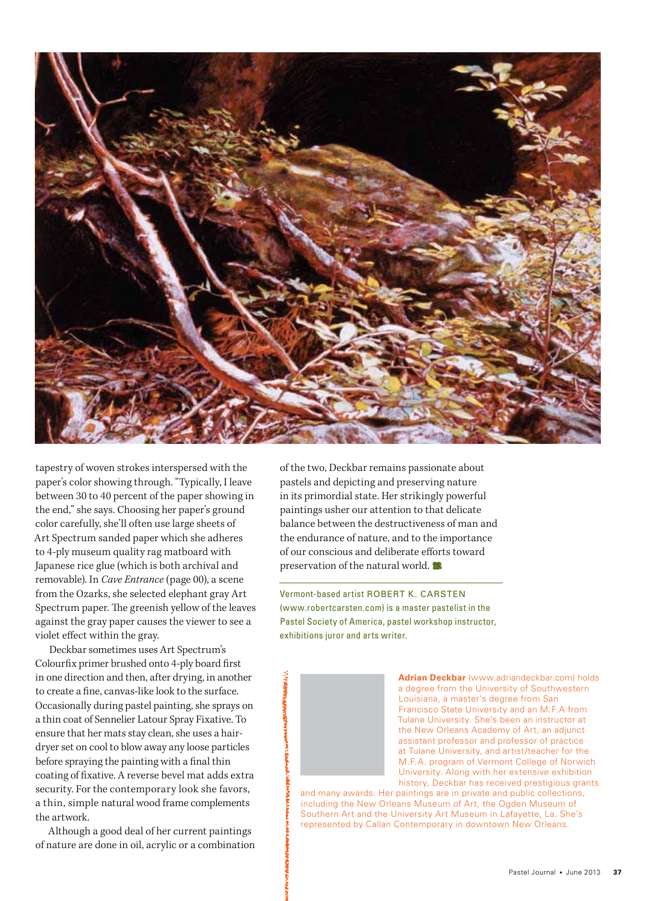tapestry of woven strokes interspersed with the paper's color showing through. "Typically, I leave between 30 to 40 percent of the paper showing in the end," she says. Choosing her paper's ground color carefully, she'll often use large sheets of Art Spectrum sanded paper which she adheres to 4-ply museum quality rag matboard with Japanese rice glue (which is both archival and removable). In *Cave Entrance* (page 00), a scene from the Ozarks, she selected elephant gray Art Spectrum paper. The greenish yellow of the leaves against the gray paper causes the viewer to see a violet effect within the gray.

Deckbar sometimes uses Art Spectrum's Colourfix primer brushed onto 4-ply board first in one direction and then, after drying, in another to create a fine, canvas-like look to the surface. Occasionally during pastel painting, she sprays on a thin coat of Sennelier Latour Spray Fixative. To ensure that her mats stay clean, she uses a hair-dryer set on cool to blow away any loose particles before spraying the painting with a final thin coating of fixative. A reverse bevel mat adds extra security. For the contemporary look she favors, a thin, simple natural wood frame complements the artwork.

Although a good deal of her current paintings of nature are done in oil, acrylic or a combination of the two, Deckbar remains passionate about pastels and depicting and preserving nature in its primordial state. Her strikingly powerful paintings usher our attention to that delicate balance between the destructiveness of man and the endurance of nature, and to the importance of our conscious and deliberate efforts toward preservation of the natural world.

Vermont-based artist ROBERT K. CARSTEN (www.robertcarsten.com) is a master pastelist in the Pastel Society of America, pastel workshop instructor, exhibitions juror and arts writer.

**Adrian Deckbar** (www.adriandeckbar.com) holds a degree from the University of Southwestern Louisiana, a master's degree from San Francisco State University and an M.F.A from Tulane University. She's been an instructor at the New Orleans Academy of Art, an adjunct assistant professor and professor of practice at Tulane University, and artist/teacher for the M.F.A. program of Vermont College of Norwich University. Along with her extensive exhibition history, Deckbar has received prestigious grants and many awards. Her paintings are in private and public collections, including the New Orleans Museum of Art, the Ogden Museum of Southern Art and the University Art Museum in Lafayette, La. She's represented by Callan Contemporary in downtown New Orleans.